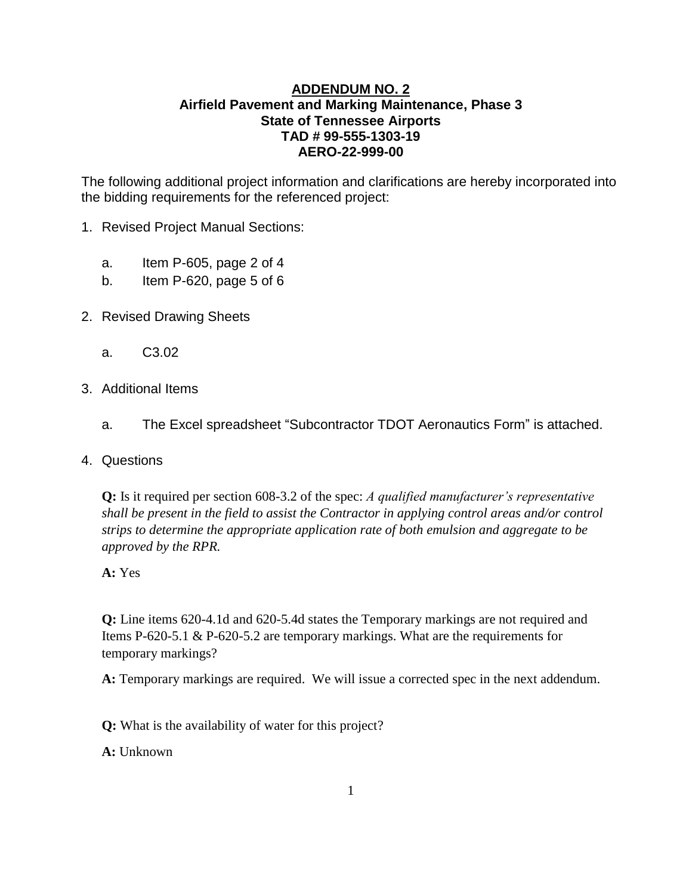# ADDENDUM NO. 2

## Airfield Pavement and Marking Maintenance, Phase 3
## State of Tennessee Airports
## TAD # 99-555-1303-19
## AERO-22-999-00

The following additional project information and clarifications are hereby incorporated into the bidding requirements for the referenced project:

1. Revised Project Manual Sections:

    a. Item P-605, page 2 of 4

    b. Item P-620, page 5 of 6

2. Revised Drawing Sheets

    a. C3.02

3. Additional Items

    a. The Excel spreadsheet "Subcontractor TDOT Aeronautics Form" is attached.

4. Questions

    **Q:** Is it required per section 608-3.2 of the spec: *A qualified manufacturer's representative shall be present in the field to assist the Contractor in applying control areas and/or control strips to determine the appropriate application rate of both emulsion and aggregate to be approved by the RPR.*

    **A:** Yes

    **Q:** Line items 620-4.1d and 620-5.4d states the Temporary markings are not required and Items P-620-5.1 & P-620-5.2 are temporary markings. What are the requirements for temporary markings?

    **A:** Temporary markings are required. We will issue a corrected spec in the next addendum.

    **Q:** What is the availability of water for this project?

    **A:** Unknown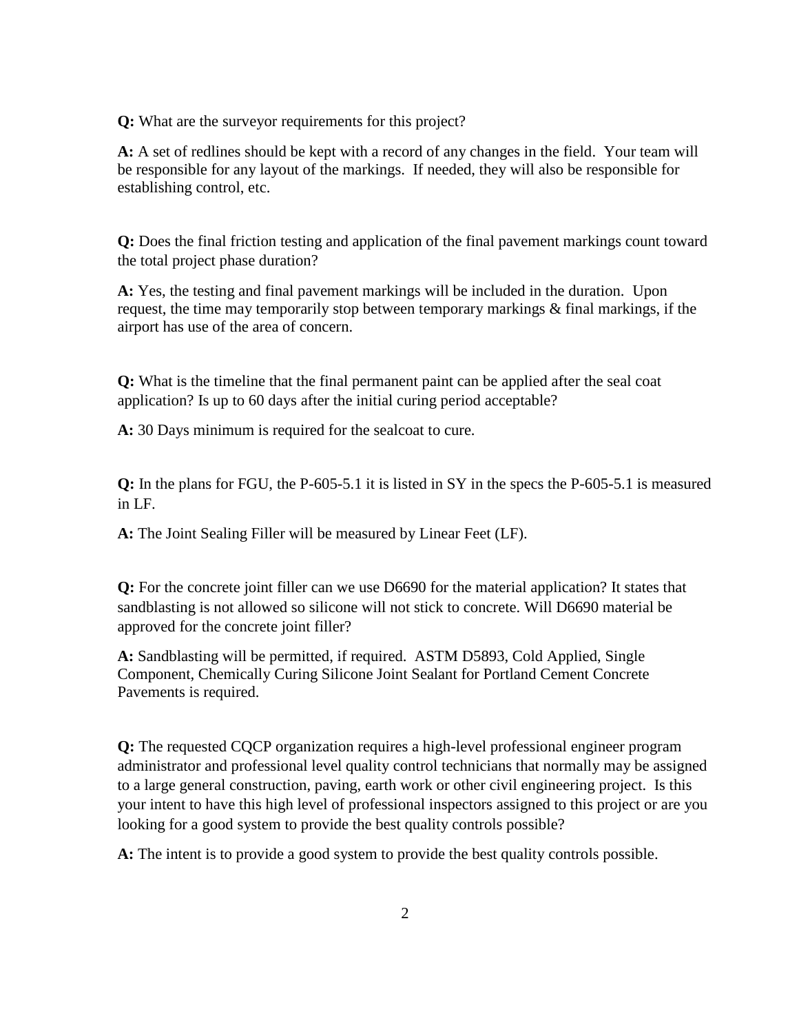**Q:** What are the surveyor requirements for this project?

**A:** A set of redlines should be kept with a record of any changes in the field. Your team will be responsible for any layout of the markings. If needed, they will also be responsible for establishing control, etc.

**Q:** Does the final friction testing and application of the final pavement markings count toward the total project phase duration?

**A:** Yes, the testing and final pavement markings will be included in the duration. Upon request, the time may temporarily stop between temporary markings & final markings, if the airport has use of the area of concern.

**Q:** What is the timeline that the final permanent paint can be applied after the seal coat application? Is up to 60 days after the initial curing period acceptable?

**A:** 30 Days minimum is required for the sealcoat to cure.

**Q:** In the plans for FGU, the P-605-5.1 it is listed in SY in the specs the P-605-5.1 is measured in LF.

**A:** The Joint Sealing Filler will be measured by Linear Feet (LF).

**Q:** For the concrete joint filler can we use D6690 for the material application? It states that sandblasting is not allowed so silicone will not stick to concrete. Will D6690 material be approved for the concrete joint filler?

**A:** Sandblasting will be permitted, if required. ASTM D5893, Cold Applied, Single Component, Chemically Curing Silicone Joint Sealant for Portland Cement Concrete Pavements is required.

**Q:** The requested CQCP organization requires a high-level professional engineer program administrator and professional level quality control technicians that normally may be assigned to a large general construction, paving, earth work or other civil engineering project. Is this your intent to have this high level of professional inspectors assigned to this project or are you looking for a good system to provide the best quality controls possible?

**A:** The intent is to provide a good system to provide the best quality controls possible.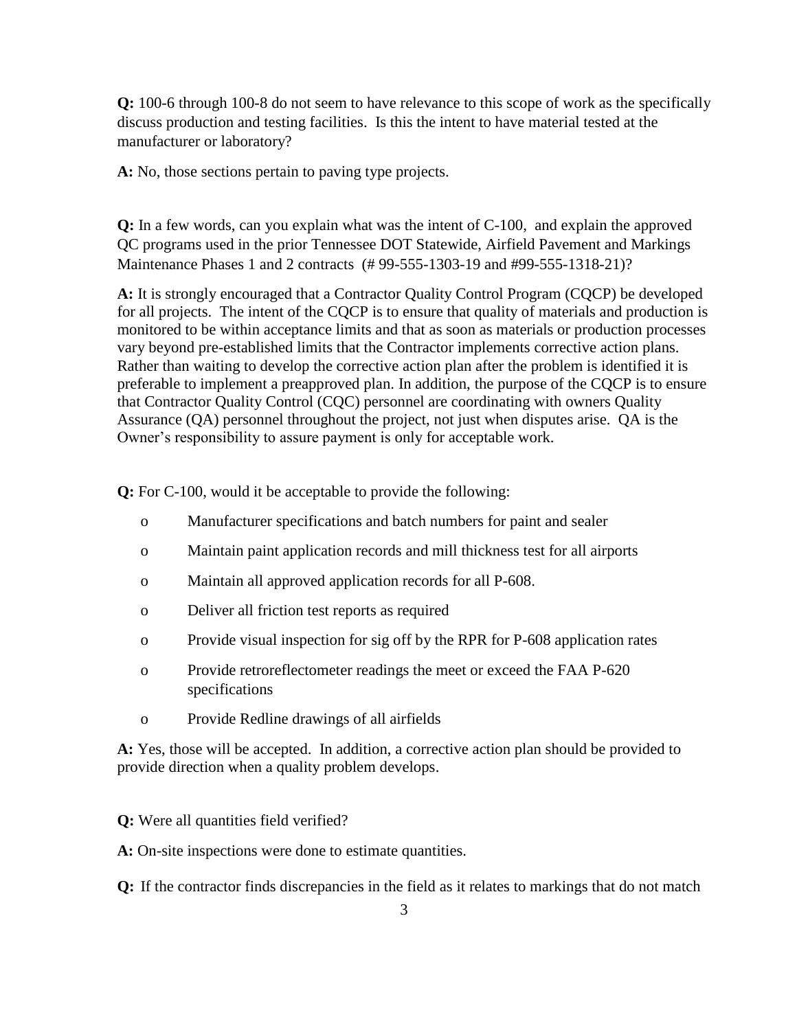**Q:** 100-6 through 100-8 do not seem to have relevance to this scope of work as the specifically discuss production and testing facilities. Is this the intent to have material tested at the manufacturer or laboratory?

**A:** No, those sections pertain to paving type projects.

**Q:** In a few words, can you explain what was the intent of C-100, and explain the approved QC programs used in the prior Tennessee DOT Statewide, Airfield Pavement and Markings Maintenance Phases 1 and 2 contracts (# 99-555-1303-19 and #99-555-1318-21)?

**A:** It is strongly encouraged that a Contractor Quality Control Program (CQCP) be developed for all projects. The intent of the CQCP is to ensure that quality of materials and production is monitored to be within acceptance limits and that as soon as materials or production processes vary beyond pre-established limits that the Contractor implements corrective action plans. Rather than waiting to develop the corrective action plan after the problem is identified it is preferable to implement a preapproved plan. In addition, the purpose of the CQCP is to ensure that Contractor Quality Control (CQC) personnel are coordinating with owners Quality Assurance (QA) personnel throughout the project, not just when disputes arise. QA is the Owner's responsibility to assure payment is only for acceptable work.

**Q:** For C-100, would it be acceptable to provide the following:

- Manufacturer specifications and batch numbers for paint and sealer
- Maintain paint application records and mill thickness test for all airports
- Maintain all approved application records for all P-608.
- Deliver all friction test reports as required
- Provide visual inspection for sig off by the RPR for P-608 application rates
- Provide retroreflectometer readings the meet or exceed the FAA P-620 specifications
- Provide Redline drawings of all airfields

**A:** Yes, those will be accepted. In addition, a corrective action plan should be provided to provide direction when a quality problem develops.

**Q:** Were all quantities field verified?

**A:** On-site inspections were done to estimate quantities.

**Q:** If the contractor finds discrepancies in the field as it relates to markings that do not match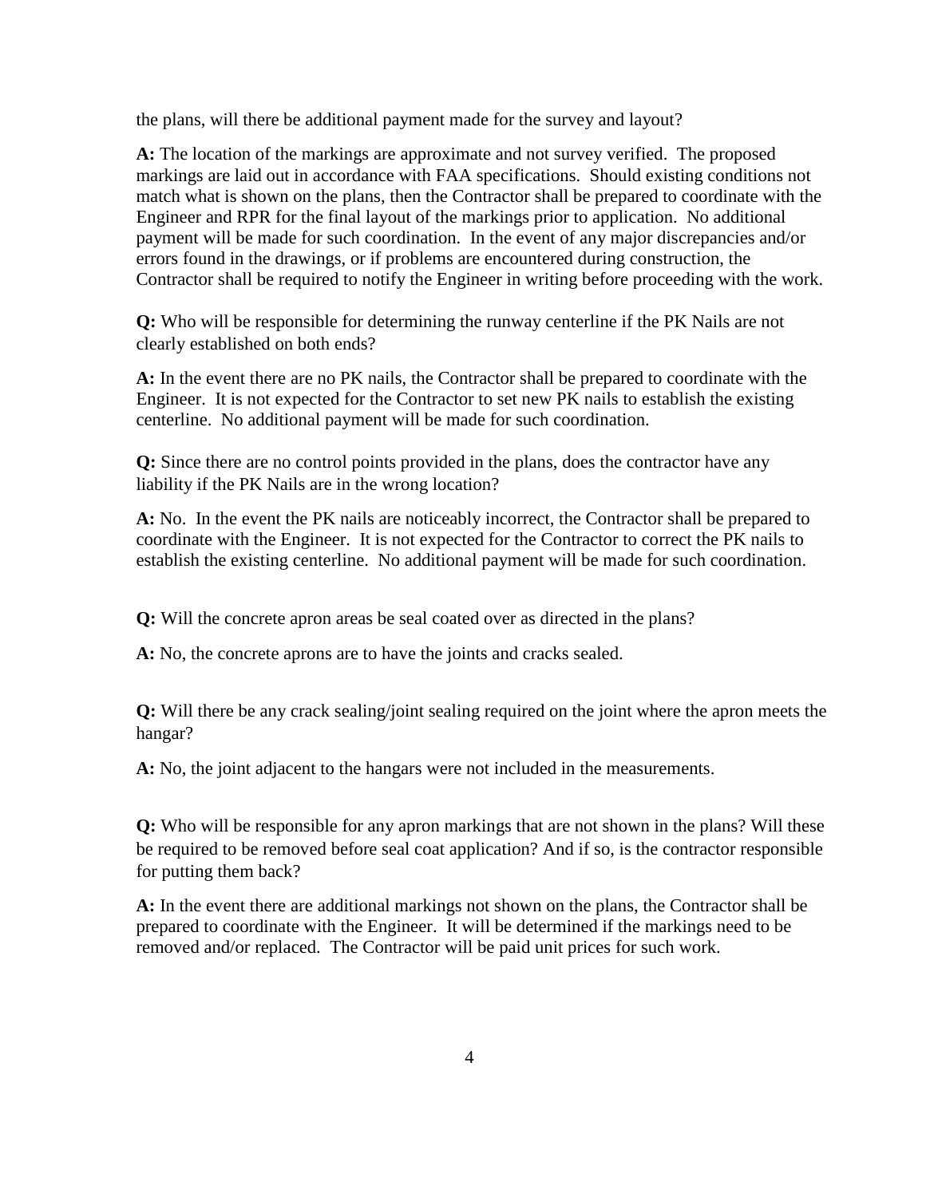the plans, will there be additional payment made for the survey and layout?

**A:** The location of the markings are approximate and not survey verified. The proposed markings are laid out in accordance with FAA specifications. Should existing conditions not match what is shown on the plans, then the Contractor shall be prepared to coordinate with the Engineer and RPR for the final layout of the markings prior to application. No additional payment will be made for such coordination. In the event of any major discrepancies and/or errors found in the drawings, or if problems are encountered during construction, the Contractor shall be required to notify the Engineer in writing before proceeding with the work.

**Q:** Who will be responsible for determining the runway centerline if the PK Nails are not clearly established on both ends?

**A:** In the event there are no PK nails, the Contractor shall be prepared to coordinate with the Engineer. It is not expected for the Contractor to set new PK nails to establish the existing centerline. No additional payment will be made for such coordination.

**Q:** Since there are no control points provided in the plans, does the contractor have any liability if the PK Nails are in the wrong location?

**A:** No. In the event the PK nails are noticeably incorrect, the Contractor shall be prepared to coordinate with the Engineer. It is not expected for the Contractor to correct the PK nails to establish the existing centerline. No additional payment will be made for such coordination.

**Q:** Will the concrete apron areas be seal coated over as directed in the plans?

**A:** No, the concrete aprons are to have the joints and cracks sealed.

**Q:** Will there be any crack sealing/joint sealing required on the joint where the apron meets the hangar?

**A:** No, the joint adjacent to the hangars were not included in the measurements.

**Q:** Who will be responsible for any apron markings that are not shown in the plans? Will these be required to be removed before seal coat application? And if so, is the contractor responsible for putting them back?

**A:** In the event there are additional markings not shown on the plans, the Contractor shall be prepared to coordinate with the Engineer. It will be determined if the markings need to be removed and/or replaced. The Contractor will be paid unit prices for such work.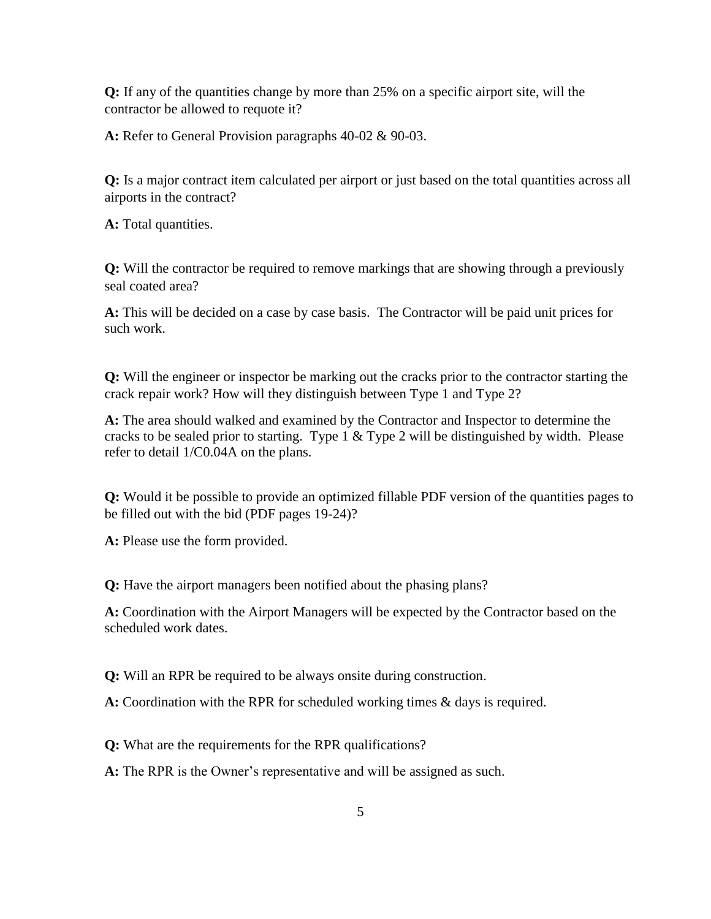**Q:** If any of the quantities change by more than 25% on a specific airport site, will the contractor be allowed to requote it?

**A:** Refer to General Provision paragraphs 40-02 & 90-03.

**Q:** Is a major contract item calculated per airport or just based on the total quantities across all airports in the contract?

**A:** Total quantities.

**Q:** Will the contractor be required to remove markings that are showing through a previously seal coated area?

**A:** This will be decided on a case by case basis. The Contractor will be paid unit prices for such work.

**Q:** Will the engineer or inspector be marking out the cracks prior to the contractor starting the crack repair work? How will they distinguish between Type 1 and Type 2?

**A:** The area should walked and examined by the Contractor and Inspector to determine the cracks to be sealed prior to starting. Type 1 & Type 2 will be distinguished by width. Please refer to detail 1/C0.04A on the plans.

**Q:** Would it be possible to provide an optimized fillable PDF version of the quantities pages to be filled out with the bid (PDF pages 19-24)?

**A:** Please use the form provided.

**Q:** Have the airport managers been notified about the phasing plans?

**A:** Coordination with the Airport Managers will be expected by the Contractor based on the scheduled work dates.

**Q:** Will an RPR be required to be always onsite during construction.

**A:** Coordination with the RPR for scheduled working times & days is required.

**Q:** What are the requirements for the RPR qualifications?

**A:** The RPR is the Owner's representative and will be assigned as such.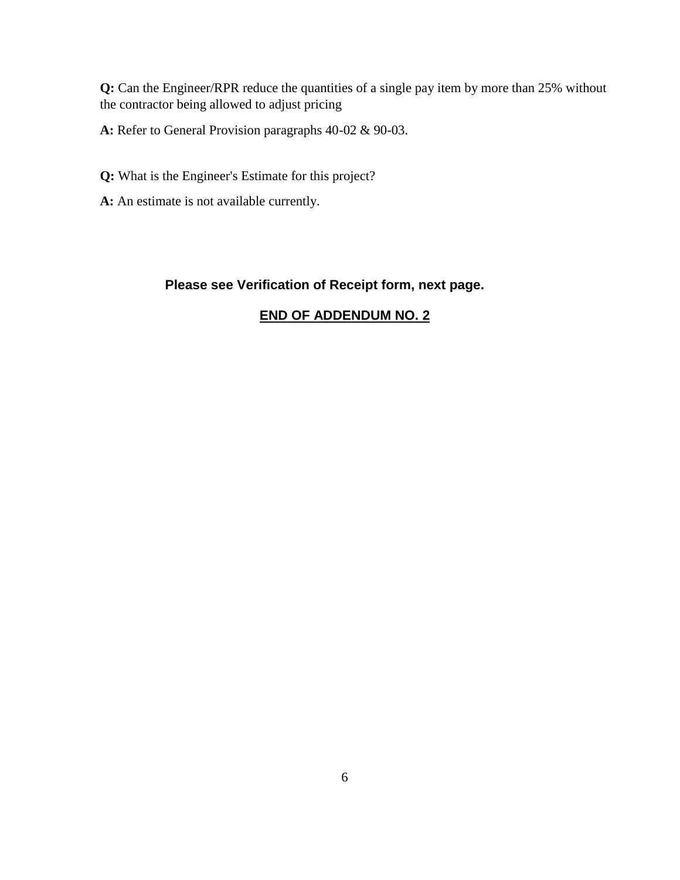**Q:** Can the Engineer/RPR reduce the quantities of a single pay item by more than 25% without the contractor being allowed to adjust pricing

**A:** Refer to General Provision paragraphs 40-02 & 90-03.

**Q:** What is the Engineer's Estimate for this project?

**A:** An estimate is not available currently.

**Please see Verification of Receipt form, next page.**

**END OF ADDENDUM NO. 2**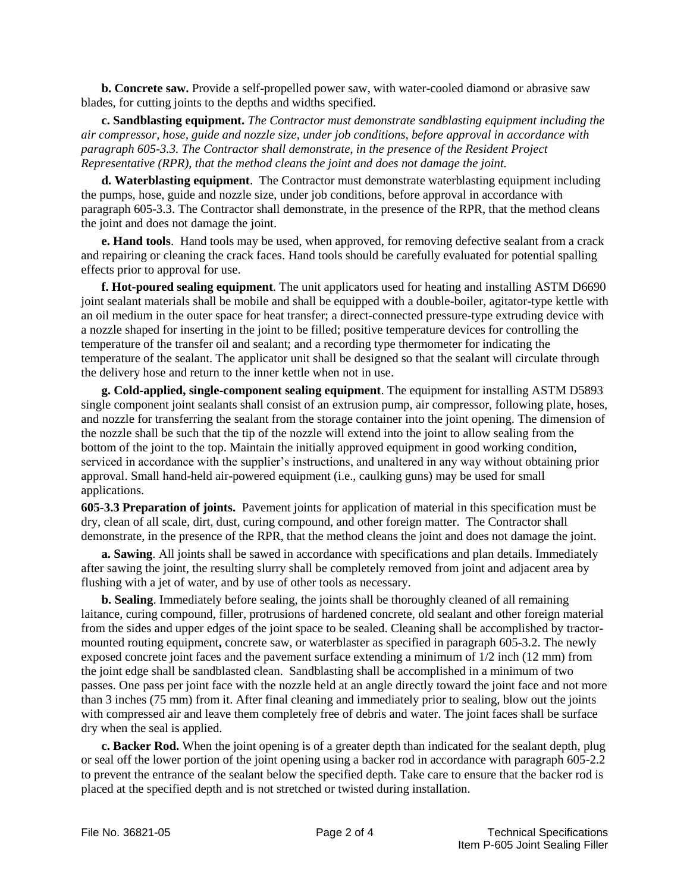**b. Concrete saw.** Provide a self-propelled power saw, with water-cooled diamond or abrasive saw blades, for cutting joints to the depths and widths specified.

**c. Sandblasting equipment.** *The Contractor must demonstrate sandblasting equipment including the air compressor, hose, guide and nozzle size, under job conditions, before approval in accordance with paragraph 605-3.3. The Contractor shall demonstrate, in the presence of the Resident Project Representative (RPR), that the method cleans the joint and does not damage the joint.*

**d. Waterblasting equipment**. The Contractor must demonstrate waterblasting equipment including the pumps, hose, guide and nozzle size, under job conditions, before approval in accordance with paragraph 605-3.3. The Contractor shall demonstrate, in the presence of the RPR, that the method cleans the joint and does not damage the joint.

**e. Hand tools**. Hand tools may be used, when approved, for removing defective sealant from a crack and repairing or cleaning the crack faces. Hand tools should be carefully evaluated for potential spalling effects prior to approval for use.

**f. Hot-poured sealing equipment**. The unit applicators used for heating and installing ASTM D6690 joint sealant materials shall be mobile and shall be equipped with a double-boiler, agitator-type kettle with an oil medium in the outer space for heat transfer; a direct-connected pressure-type extruding device with a nozzle shaped for inserting in the joint to be filled; positive temperature devices for controlling the temperature of the transfer oil and sealant; and a recording type thermometer for indicating the temperature of the sealant. The applicator unit shall be designed so that the sealant will circulate through the delivery hose and return to the inner kettle when not in use.

**g. Cold-applied, single-component sealing equipment**. The equipment for installing ASTM D5893 single component joint sealants shall consist of an extrusion pump, air compressor, following plate, hoses, and nozzle for transferring the sealant from the storage container into the joint opening. The dimension of the nozzle shall be such that the tip of the nozzle will extend into the joint to allow sealing from the bottom of the joint to the top. Maintain the initially approved equipment in good working condition, serviced in accordance with the supplier's instructions, and unaltered in any way without obtaining prior approval. Small hand-held air-powered equipment (i.e., caulking guns) may be used for small applications.

**605-3.3 Preparation of joints.** Pavement joints for application of material in this specification must be dry, clean of all scale, dirt, dust, curing compound, and other foreign matter. The Contractor shall demonstrate, in the presence of the RPR, that the method cleans the joint and does not damage the joint.

**a. Sawing**. All joints shall be sawed in accordance with specifications and plan details. Immediately after sawing the joint, the resulting slurry shall be completely removed from joint and adjacent area by flushing with a jet of water, and by use of other tools as necessary.

**b. Sealing**. Immediately before sealing, the joints shall be thoroughly cleaned of all remaining laitance, curing compound, filler, protrusions of hardened concrete, old sealant and other foreign material from the sides and upper edges of the joint space to be sealed. Cleaning shall be accomplished by tractor-mounted routing equipment**,** concrete saw, or waterblaster as specified in paragraph 605-3.2. The newly exposed concrete joint faces and the pavement surface extending a minimum of 1/2 inch (12 mm) from the joint edge shall be sandblasted clean. Sandblasting shall be accomplished in a minimum of two passes. One pass per joint face with the nozzle held at an angle directly toward the joint face and not more than 3 inches (75 mm) from it. After final cleaning and immediately prior to sealing, blow out the joints with compressed air and leave them completely free of debris and water. The joint faces shall be surface dry when the seal is applied.

**c. Backer Rod.** When the joint opening is of a greater depth than indicated for the sealant depth, plug or seal off the lower portion of the joint opening using a backer rod in accordance with paragraph 605-2.2 to prevent the entrance of the sealant below the specified depth. Take care to ensure that the backer rod is placed at the specified depth and is not stretched or twisted during installation.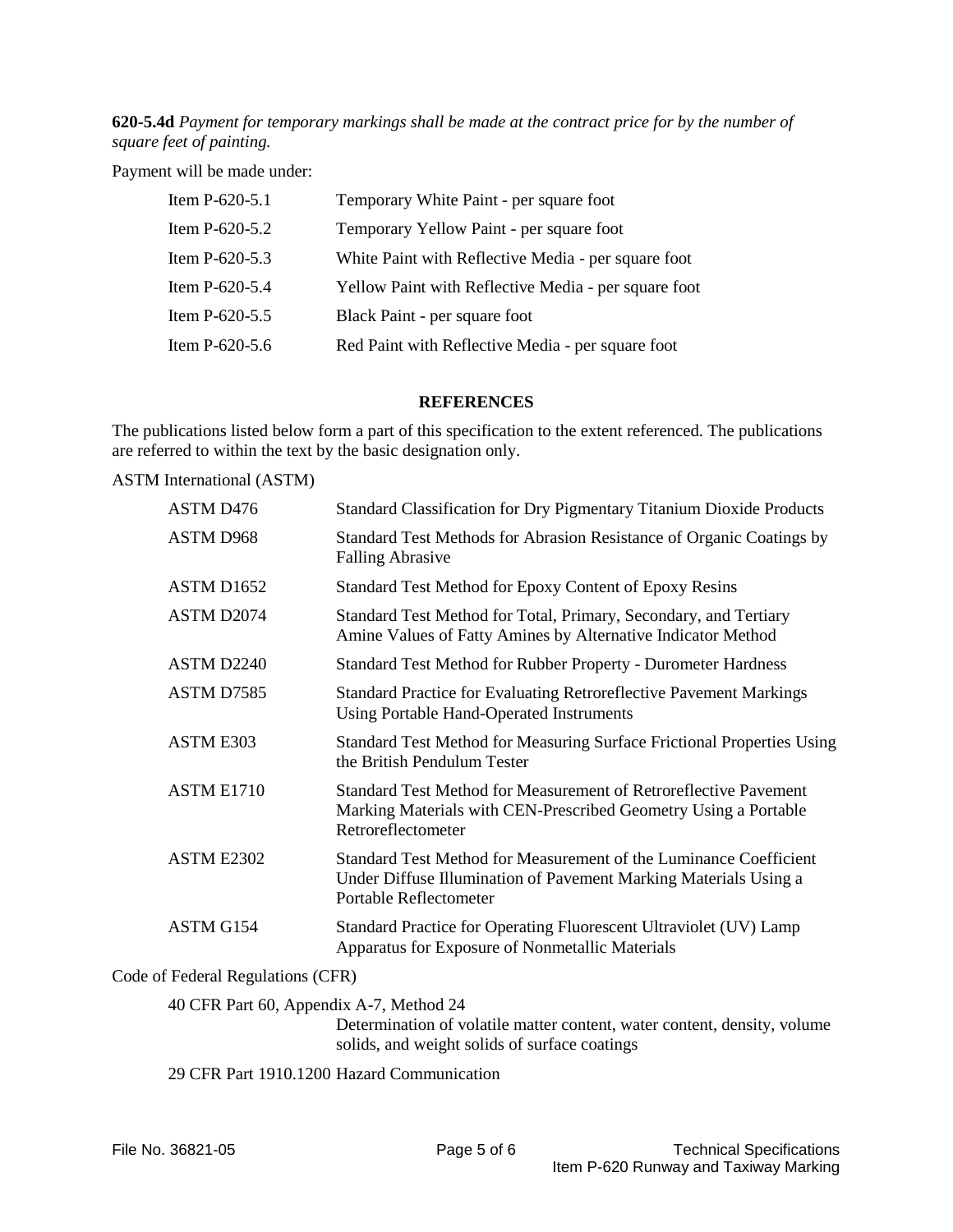**620-5.4d** *Payment for temporary markings shall be made at the contract price for by the number of square feet of painting.*

Payment will be made under:

| | |
|---|---|
| Item P-620-5.1 | Temporary White Paint - per square foot |
| Item P-620-5.2 | Temporary Yellow Paint - per square foot |
| Item P-620-5.3 | White Paint with Reflective Media - per square foot |
| Item P-620-5.4 | Yellow Paint with Reflective Media - per square foot |
| Item P-620-5.5 | Black Paint - per square foot |
| Item P-620-5.6 | Red Paint with Reflective Media - per square foot |

## REFERENCES

The publications listed below form a part of this specification to the extent referenced. The publications are referred to within the text by the basic designation only.

ASTM International (ASTM)

| | |
|---|---|
| ASTM D476 | Standard Classification for Dry Pigmentary Titanium Dioxide Products |
| ASTM D968 | Standard Test Methods for Abrasion Resistance of Organic Coatings by Falling Abrasive |
| ASTM D1652 | Standard Test Method for Epoxy Content of Epoxy Resins |
| ASTM D2074 | Standard Test Method for Total, Primary, Secondary, and Tertiary Amine Values of Fatty Amines by Alternative Indicator Method |
| ASTM D2240 | Standard Test Method for Rubber Property - Durometer Hardness |
| ASTM D7585 | Standard Practice for Evaluating Retroreflective Pavement Markings Using Portable Hand-Operated Instruments |
| ASTM E303 | Standard Test Method for Measuring Surface Frictional Properties Using the British Pendulum Tester |
| ASTM E1710 | Standard Test Method for Measurement of Retroreflective Pavement Marking Materials with CEN-Prescribed Geometry Using a Portable Retroreflectometer |
| ASTM E2302 | Standard Test Method for Measurement of the Luminance Coefficient Under Diffuse Illumination of Pavement Marking Materials Using a Portable Reflectometer |
| ASTM G154 | Standard Practice for Operating Fluorescent Ultraviolet (UV) Lamp Apparatus for Exposure of Nonmetallic Materials |

Code of Federal Regulations (CFR)

40 CFR Part 60, Appendix A-7, Method 24
Determination of volatile matter content, water content, density, volume solids, and weight solids of surface coatings

29 CFR Part 1910.1200 Hazard Communication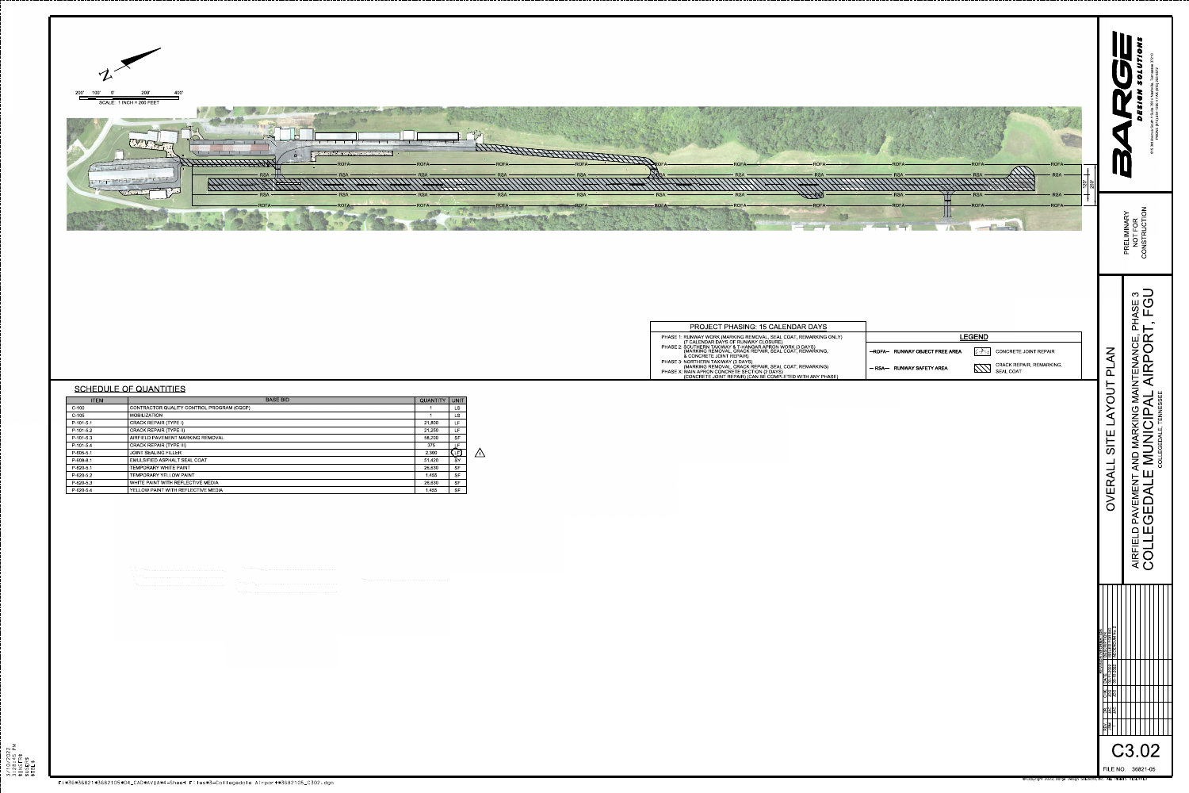SCALE: 1 INCH = 200 FEET

## PROJECT PHASING: 15 CALENDAR DAYS

PHASE 1: RUNWAY WORK (MARKING REMOVAL, SEAL COAT, REMARKING ONLY) (7 CALENDAR DAYS OF RUNWAY CLOSURE)
PHASE 2: SOUTHERN TAXIWAY & T-HANGAR APRON WORK (3 DAYS) (MARKING REMOVAL, CRACK REPAIR, SEAL COAT, REMARKING, & CONCRETE JOINT REPAIR)
PHASE 3: NORTHERN TAXIWAY (3 DAYS) (MARKING REMOVAL, CRACK REPAIR, SEAL COAT, REMARKING)
PHASE 4: MAIN APRON CONCRETE SECTION (2 DAYS) (CONCRETE JOINT REPAIR) (CAN BE COMPLETED WITH ANY PHASE)

## LEGEND

- ROFA — RUNWAY OBJECT FREE AREA
- RSA — RUNWAY SAFETY AREA
- CONCRETE JOINT REPAIR
- CRACK REPAIR, REMARKING, SEAL COAT

## SCHEDULE OF QUANTITIES

| ITEM | BASE BID | QUANTITY | UNIT |
|---|---|---|---|
| C-100 | CONTRACTOR QUALITY CONTROL PROGRAM (CQCP) | 1 | LS |
| C-105 | MOBILIZATION | 1 | LS |
| P-101-5.1 | CRACK REPAIR (TYPE I) | 21,800 | LF |
| P-101-5.2 | CRACK REPAIR (TYPE II) | 21,250 | LF |
| P-101-5.3 | AIRFIELD PAVEMENT MARKING REMOVAL | 58,700 | SF |
| P-101-5.4 | CRACK REPAIR (TYPE III) | 375 | LF |
| P-605-5.1 | JOINT SEALING FILLER | 2,300 | LF |
| P-608-8.1 | EMULSIFIED ASPHALT SEAL COAT | 51,420 | SY |
| P-620-5.1 | TEMPORARY WHITE PAINT | 26,630 | SF |
| P-620-5.2 | TEMPORARY YELLOW PAINT | 1,455 | SF |
| P-620-5.3 | WHITE PAINT WITH REFLECTIVE MEDIA | 26,630 | SF |
| P-620-5.4 | YELLOW PAINT WITH REFLECTIVE MEDIA | 1,455 | SF |

PRELIMINARY NOT FOR CONSTRUCTION

# OVERALL SITE LAYOUT PLAN

AIRFIELD PAVEMENT AND MARKING MAINTENANCE, PHASE 3
COLLEGEDALE MUNICIPAL AIRPORT, FGU
COLLEGEDALE, TENNESSEE

C3.02

FILE NO. 36821-05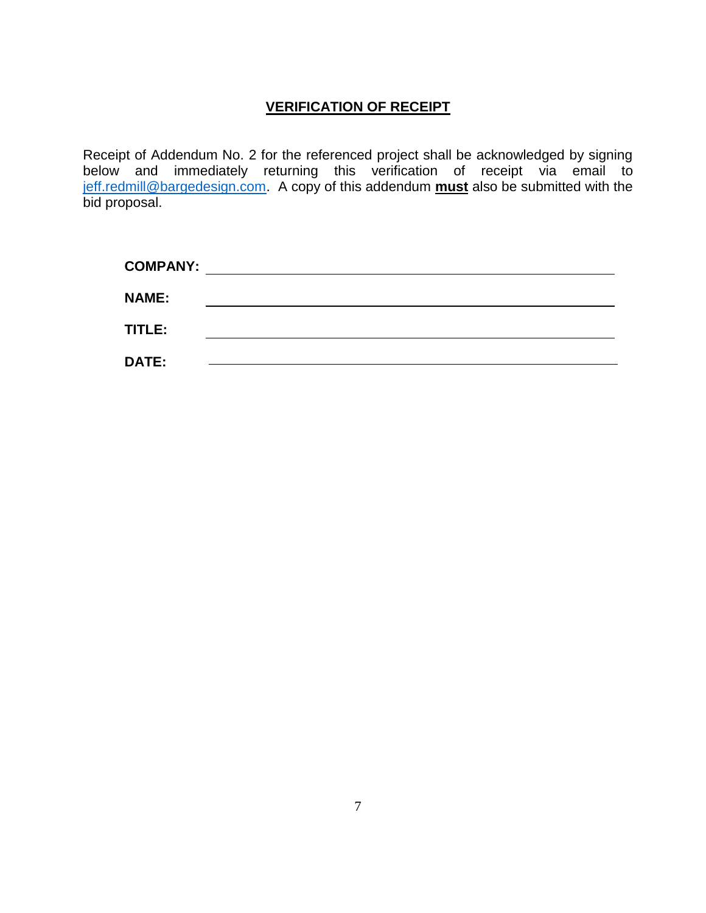## VERIFICATION OF RECEIPT

Receipt of Addendum No. 2 for the referenced project shall be acknowledged by signing below and immediately returning this verification of receipt via email to jeff.redmill@bargedesign.com. A copy of this addendum **must** also be submitted with the bid proposal.

**COMPANY:** ______________________________

**NAME:** ______________________________

**TITLE:** ______________________________

**DATE:** ______________________________